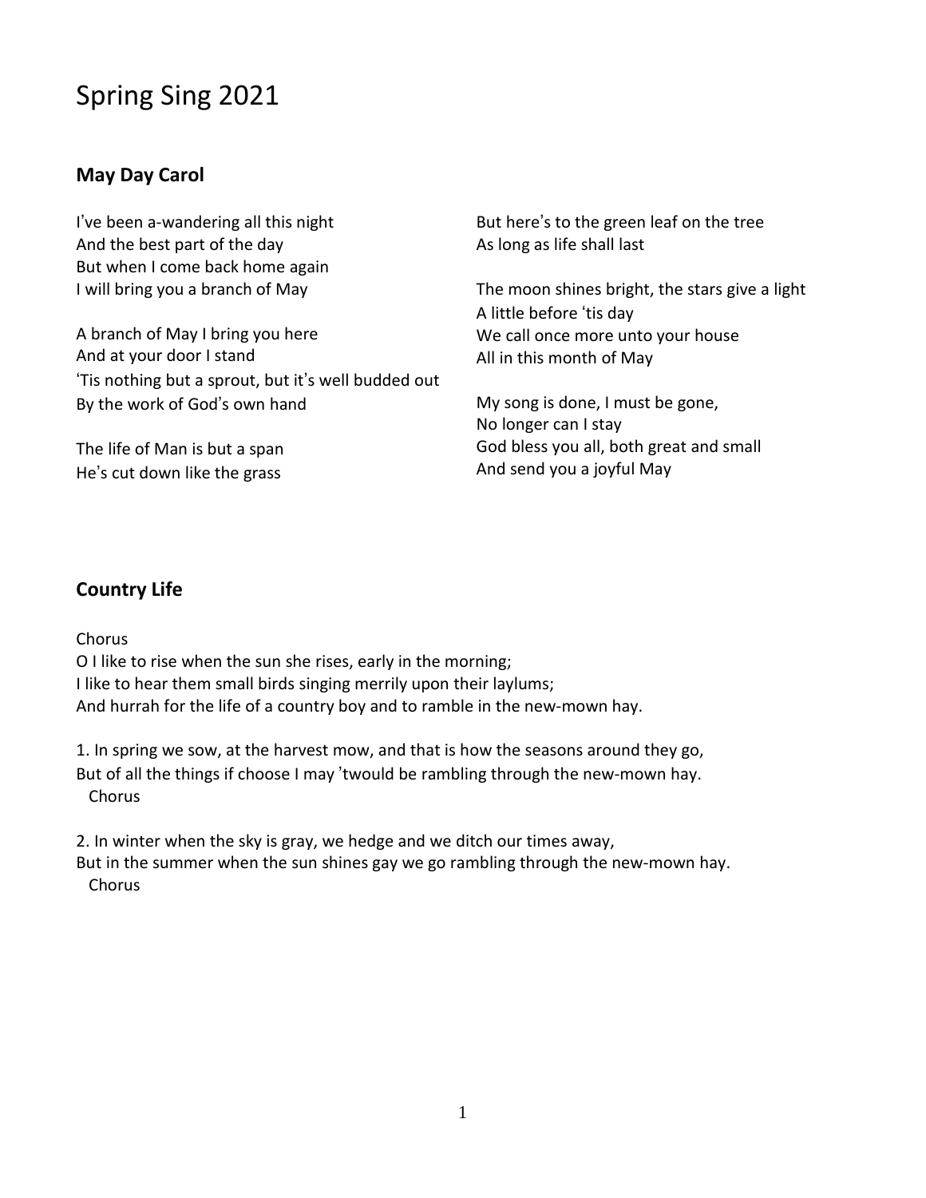# Spring Sing 2021

## May Day Carol

I've been a-wandering all this night
And the best part of the day
But when I come back home again
I will bring you a branch of May

A branch of May I bring you here
And at your door I stand
'Tis nothing but a sprout, but it's well budded out
By the work of God's own hand

The life of Man is but a span
He's cut down like the grass
But here's to the green leaf on the tree
As long as life shall last

The moon shines bright, the stars give a light
A little before 'tis day
We call once more unto your house
All in this month of May

My song is done, I must be gone,
No longer can I stay
God bless you all, both great and small
And send you a joyful May

## Country Life

Chorus
O I like to rise when the sun she rises, early in the morning;
I like to hear them small birds singing merrily upon their laylums;
And hurrah for the life of a country boy and to ramble in the new-mown hay.

1. In spring we sow, at the harvest mow, and that is how the seasons around they go,
But of all the things if choose I may 'twould be rambling through the new-mown hay.
Chorus

2. In winter when the sky is gray, we hedge and we ditch our times away,
But in the summer when the sun shines gay we go rambling through the new-mown hay.
Chorus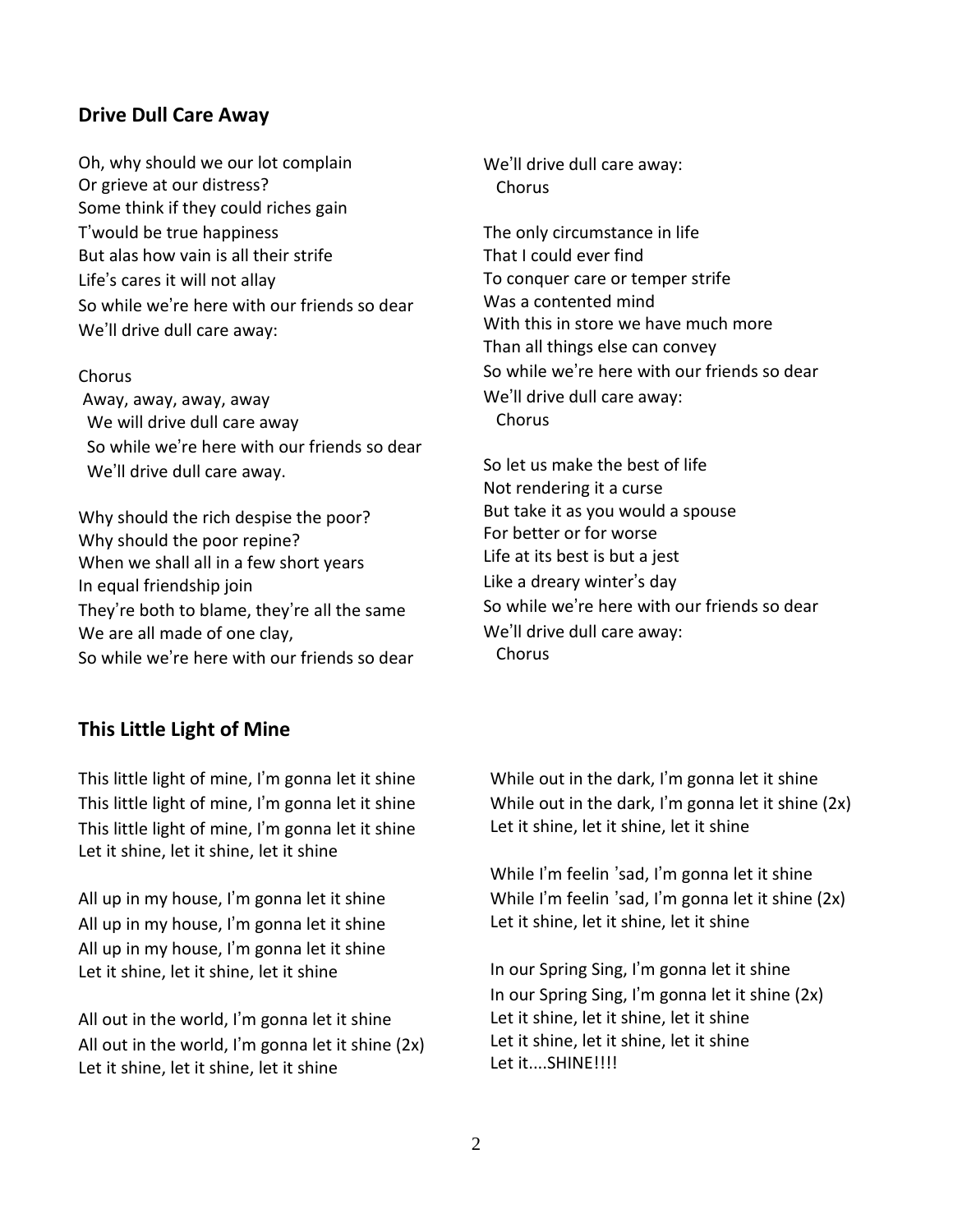## Drive Dull Care Away

Oh, why should we our lot complain
Or grieve at our distress?
Some think if they could riches gain
T'would be true happiness
But alas how vain is all their strife
Life's cares it will not allay
So while we're here with our friends so dear
We'll drive dull care away:

Chorus
Away, away, away, away
We will drive dull care away
So while we're here with our friends so dear
We'll drive dull care away.

Why should the rich despise the poor?
Why should the poor repine?
When we shall all in a few short years
In equal friendship join
They're both to blame, they're all the same
We are all made of one clay,
So while we're here with our friends so dear
We'll drive dull care away:
Chorus

The only circumstance in life
That I could ever find
To conquer care or temper strife
Was a contented mind
With this in store we have much more
Than all things else can convey
So while we're here with our friends so dear
We'll drive dull care away:
Chorus

So let us make the best of life
Not rendering it a curse
But take it as you would a spouse
For better or for worse
Life at its best is but a jest
Like a dreary winter's day
So while we're here with our friends so dear
We'll drive dull care away:
Chorus

## This Little Light of Mine

This little light of mine, I'm gonna let it shine
This little light of mine, I'm gonna let it shine
This little light of mine, I'm gonna let it shine
Let it shine, let it shine, let it shine

All up in my house, I'm gonna let it shine
All up in my house, I'm gonna let it shine
All up in my house, I'm gonna let it shine
Let it shine, let it shine, let it shine

All out in the world, I'm gonna let it shine
All out in the world, I'm gonna let it shine (2x)
Let it shine, let it shine, let it shine

While out in the dark, I'm gonna let it shine
While out in the dark, I'm gonna let it shine (2x)
Let it shine, let it shine, let it shine

While I'm feelin 'sad, I'm gonna let it shine
While I'm feelin 'sad, I'm gonna let it shine (2x)
Let it shine, let it shine, let it shine

In our Spring Sing, I'm gonna let it shine
In our Spring Sing, I'm gonna let it shine (2x)
Let it shine, let it shine, let it shine
Let it shine, let it shine, let it shine
Let it....SHINE!!!!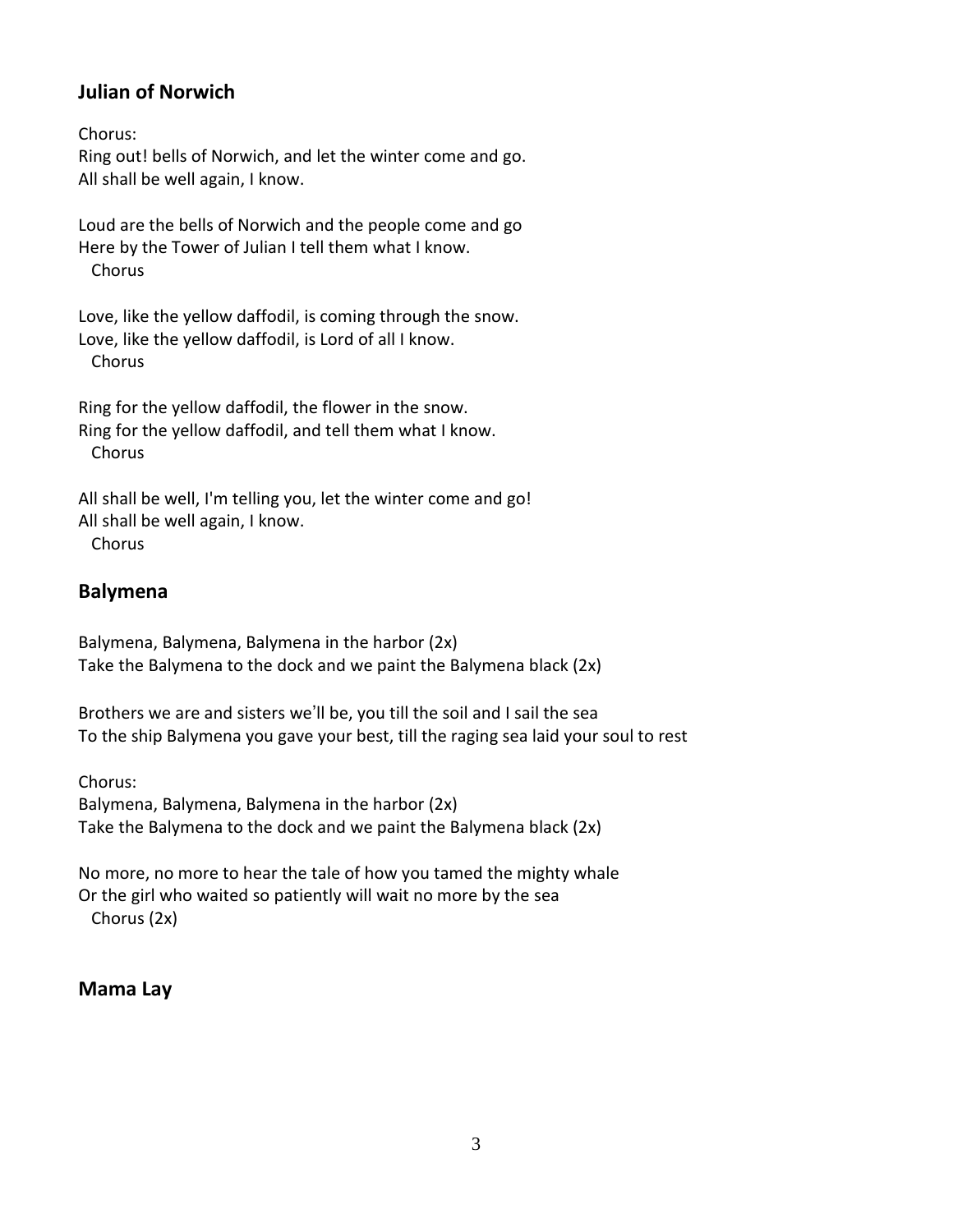## Julian of Norwich

Chorus:
Ring out! bells of Norwich, and let the winter come and go.
All shall be well again, I know.

Loud are the bells of Norwich and the people come and go
Here by the Tower of Julian I tell them what I know.
Chorus

Love, like the yellow daffodil, is coming through the snow.
Love, like the yellow daffodil, is Lord of all I know.
Chorus

Ring for the yellow daffodil, the flower in the snow.
Ring for the yellow daffodil, and tell them what I know.
Chorus

All shall be well, I'm telling you, let the winter come and go!
All shall be well again, I know.
Chorus

## Balymena

Balymena, Balymena, Balymena in the harbor (2x)
Take the Balymena to the dock and we paint the Balymena black (2x)

Brothers we are and sisters we'll be, you till the soil and I sail the sea
To the ship Balymena you gave your best, till the raging sea laid your soul to rest

Chorus:
Balymena, Balymena, Balymena in the harbor (2x)
Take the Balymena to the dock and we paint the Balymena black (2x)

No more, no more to hear the tale of how you tamed the mighty whale
Or the girl who waited so patiently will wait no more by the sea
Chorus (2x)

## Mama Lay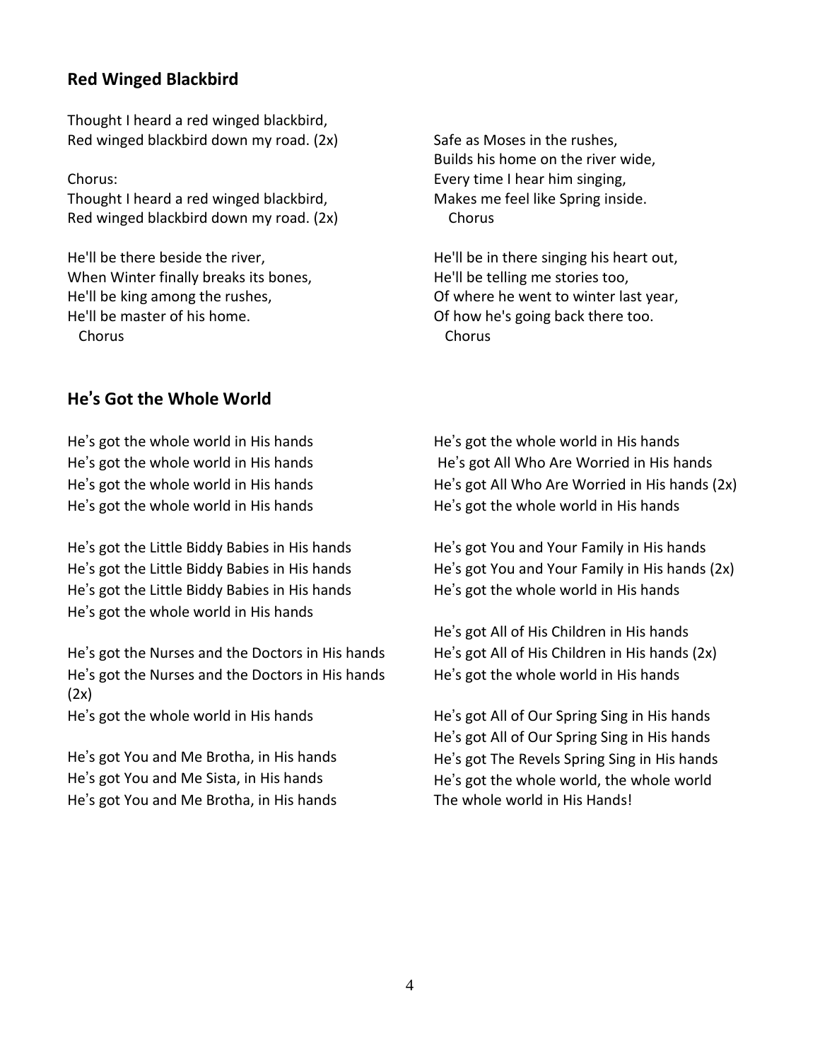## Red Winged Blackbird

Thought I heard a red winged blackbird,
Red winged blackbird down my road. (2x)

Chorus:
Thought I heard a red winged blackbird,
Red winged blackbird down my road. (2x)

He'll be there beside the river,
When Winter finally breaks its bones,
He'll be king among the rushes,
He'll be master of his home.
Chorus

Safe as Moses in the rushes,
Builds his home on the river wide,
Every time I hear him singing,
Makes me feel like Spring inside.
Chorus

He'll be in there singing his heart out,
He'll be telling me stories too,
Of where he went to winter last year,
Of how he's going back there too.
Chorus

## He's Got the Whole World

He's got the whole world in His hands
He's got the whole world in His hands
He's got the whole world in His hands
He's got the whole world in His hands

He's got the Little Biddy Babies in His hands
He's got the Little Biddy Babies in His hands
He's got the Little Biddy Babies in His hands
He's got the whole world in His hands

He's got the Nurses and the Doctors in His hands
He's got the Nurses and the Doctors in His hands (2x)
He's got the whole world in His hands

He's got You and Me Brotha, in His hands
He's got You and Me Sista, in His hands
He's got You and Me Brotha, in His hands
He's got the whole world in His hands

He's got All Who Are Worried in His hands
He's got All Who Are Worried in His hands (2x)
He's got the whole world in His hands

He's got You and Your Family in His hands
He's got You and Your Family in His hands (2x)
He's got the whole world in His hands

He's got All of His Children in His hands
He's got All of His Children in His hands (2x)
He's got the whole world in His hands

He's got All of Our Spring Sing in His hands
He's got All of Our Spring Sing in His hands
He's got The Revels Spring Sing in His hands
He's got the whole world, the whole world
The whole world in His Hands!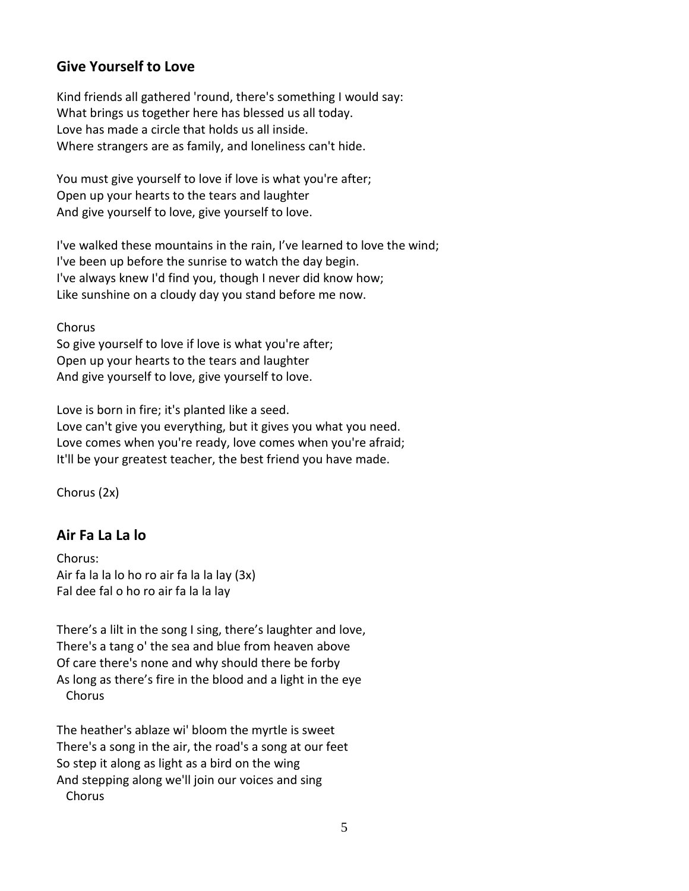## Give Yourself to Love

Kind friends all gathered 'round, there's something I would say:
What brings us together here has blessed us all today.
Love has made a circle that holds us all inside.
Where strangers are as family, and loneliness can't hide.

You must give yourself to love if love is what you're after;
Open up your hearts to the tears and laughter
And give yourself to love, give yourself to love.

I've walked these mountains in the rain, I've learned to love the wind;
I've been up before the sunrise to watch the day begin.
I've always knew I'd find you, though I never did know how;
Like sunshine on a cloudy day you stand before me now.

Chorus
So give yourself to love if love is what you're after;
Open up your hearts to the tears and laughter
And give yourself to love, give yourself to love.

Love is born in fire; it's planted like a seed.
Love can't give you everything, but it gives you what you need.
Love comes when you're ready, love comes when you're afraid;
It'll be your greatest teacher, the best friend you have made.

Chorus (2x)

## Air Fa La La lo

Chorus:
Air fa la la lo ho ro air fa la la lay (3x)
Fal dee fal o ho ro air fa la la lay

There's a lilt in the song I sing, there's laughter and love,
There's a tang o' the sea and blue from heaven above
Of care there's none and why should there be forby
As long as there's fire in the blood and a light in the eye
Chorus

The heather's ablaze wi' bloom the myrtle is sweet
There's a song in the air, the road's a song at our feet
So step it along as light as a bird on the wing
And stepping along we'll join our voices and sing
Chorus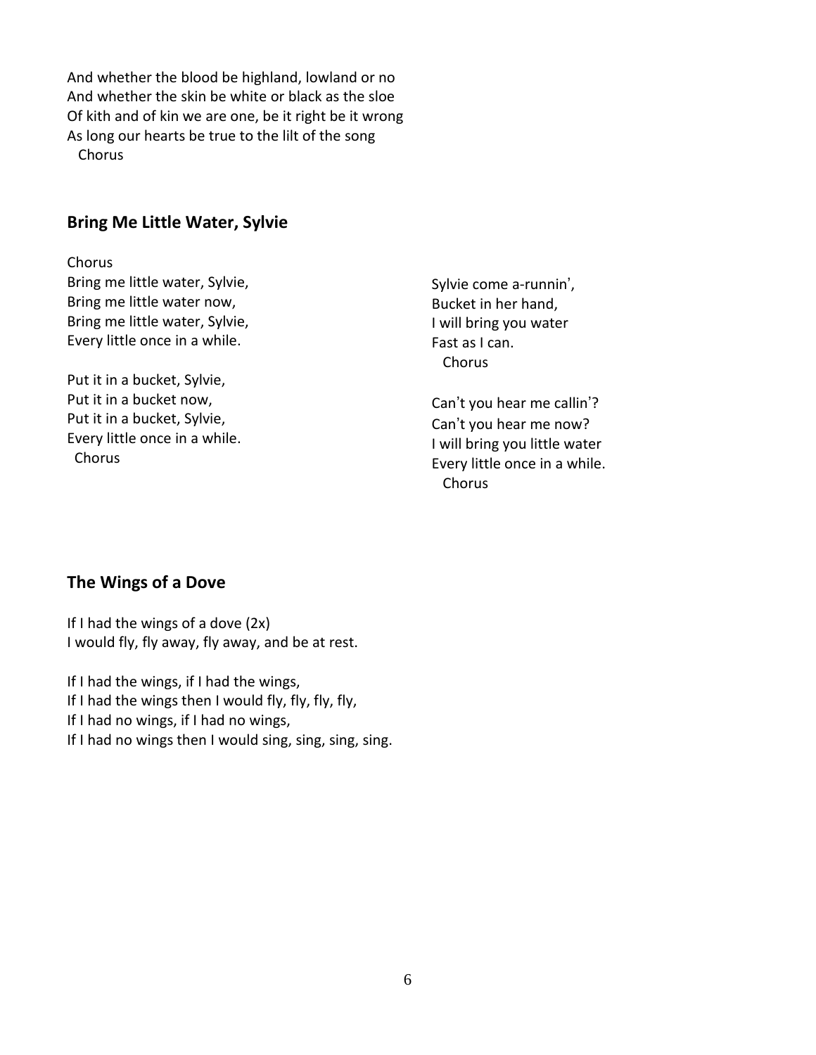And whether the blood be highland, lowland or no
And whether the skin be white or black as the sloe
Of kith and of kin we are one, be it right be it wrong
As long our hearts be true to the lilt of the song
  Chorus

## Bring Me Little Water, Sylvie

Chorus
Bring me little water, Sylvie,
Bring me little water now,
Bring me little water, Sylvie,
Every little once in a while.

Put it in a bucket, Sylvie,
Put it in a bucket now,
Put it in a bucket, Sylvie,
Every little once in a while.
  Chorus

Sylvie come a-runnin',
Bucket in her hand,
I will bring you water
Fast as I can.
  Chorus

Can't you hear me callin'?
Can't you hear me now?
I will bring you little water
Every little once in a while.
  Chorus

## The Wings of a Dove

If I had the wings of a dove (2x)
I would fly, fly away, fly away, and be at rest.

If I had the wings, if I had the wings,
If I had the wings then I would fly, fly, fly, fly,
If I had no wings, if I had no wings,
If I had no wings then I would sing, sing, sing, sing.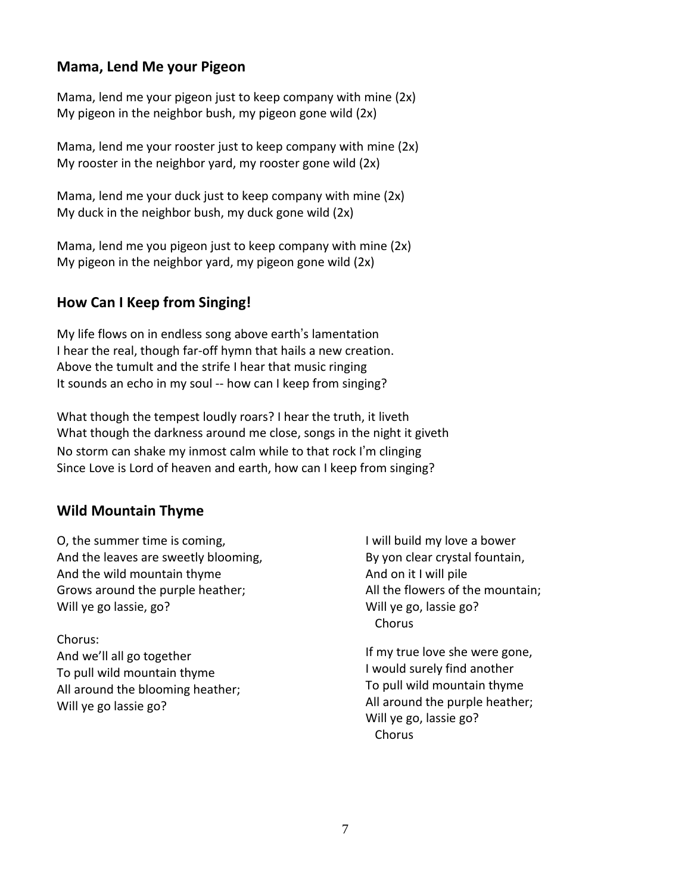## Mama, Lend Me your Pigeon

Mama, lend me your pigeon just to keep company with mine (2x)
My pigeon in the neighbor bush, my pigeon gone wild (2x)

Mama, lend me your rooster just to keep company with mine (2x)
My rooster in the neighbor yard, my rooster gone wild (2x)

Mama, lend me your duck just to keep company with mine (2x)
My duck in the neighbor bush, my duck gone wild (2x)

Mama, lend me you pigeon just to keep company with mine (2x)
My pigeon in the neighbor yard, my pigeon gone wild (2x)

## How Can I Keep from Singing!

My life flows on in endless song above earth's lamentation
I hear the real, though far-off hymn that hails a new creation.
Above the tumult and the strife I hear that music ringing
It sounds an echo in my soul -- how can I keep from singing?

What though the tempest loudly roars? I hear the truth, it liveth
What though the darkness around me close, songs in the night it giveth
No storm can shake my inmost calm while to that rock I'm clinging
Since Love is Lord of heaven and earth, how can I keep from singing?

## Wild Mountain Thyme

O, the summer time is coming,
And the leaves are sweetly blooming,
And the wild mountain thyme
Grows around the purple heather;
Will ye go lassie, go?

Chorus:
And we'll all go together
To pull wild mountain thyme
All around the blooming heather;
Will ye go lassie go?

I will build my love a bower
By yon clear crystal fountain,
And on it I will pile
All the flowers of the mountain;
Will ye go, lassie go?
Chorus

If my true love she were gone,
I would surely find another
To pull wild mountain thyme
All around the purple heather;
Will ye go, lassie go?
Chorus